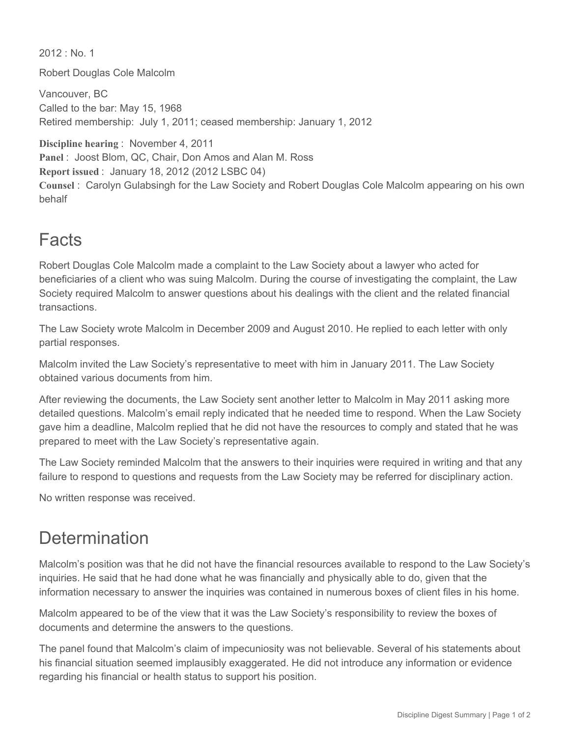2012 : No. 1

Robert Douglas Cole Malcolm

Vancouver, BC
Called to the bar: May 15, 1968
Retired membership: July 1, 2011; ceased membership: January 1, 2012

**Discipline hearing** : November 4, 2011
**Panel** : Joost Blom, QC, Chair, Don Amos and Alan M. Ross
**Report issued** : January 18, 2012 (2012 LSBC 04)
**Counsel** : Carolyn Gulabsingh for the Law Society and Robert Douglas Cole Malcolm appearing on his own behalf

# Facts

Robert Douglas Cole Malcolm made a complaint to the Law Society about a lawyer who acted for beneficiaries of a client who was suing Malcolm. During the course of investigating the complaint, the Law Society required Malcolm to answer questions about his dealings with the client and the related financial transactions.

The Law Society wrote Malcolm in December 2009 and August 2010. He replied to each letter with only partial responses.

Malcolm invited the Law Society's representative to meet with him in January 2011. The Law Society obtained various documents from him.

After reviewing the documents, the Law Society sent another letter to Malcolm in May 2011 asking more detailed questions. Malcolm's email reply indicated that he needed time to respond. When the Law Society gave him a deadline, Malcolm replied that he did not have the resources to comply and stated that he was prepared to meet with the Law Society's representative again.

The Law Society reminded Malcolm that the answers to their inquiries were required in writing and that any failure to respond to questions and requests from the Law Society may be referred for disciplinary action.

No written response was received.

# Determination

Malcolm's position was that he did not have the financial resources available to respond to the Law Society's inquiries. He said that he had done what he was financially and physically able to do, given that the information necessary to answer the inquiries was contained in numerous boxes of client files in his home.

Malcolm appeared to be of the view that it was the Law Society's responsibility to review the boxes of documents and determine the answers to the questions.

The panel found that Malcolm's claim of impecuniosity was not believable. Several of his statements about his financial situation seemed implausibly exaggerated. He did not introduce any information or evidence regarding his financial or health status to support his position.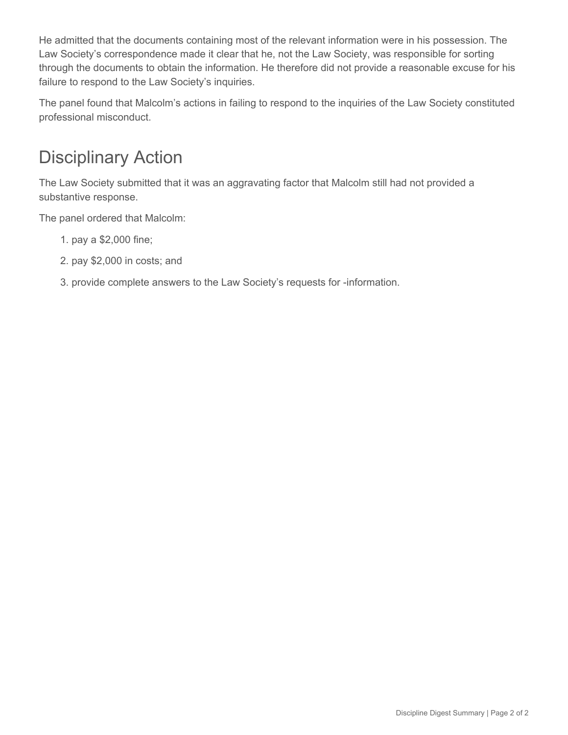He admitted that the documents containing most of the relevant information were in his possession. The Law Society's correspondence made it clear that he, not the Law Society, was responsible for sorting through the documents to obtain the information. He therefore did not provide a reasonable excuse for his failure to respond to the Law Society's inquiries.

The panel found that Malcolm's actions in failing to respond to the inquiries of the Law Society constituted professional misconduct.

## Disciplinary Action

The Law Society submitted that it was an aggravating factor that Malcolm still had not provided a substantive response.

The panel ordered that Malcolm:

1. pay a $2,000 fine;
2. pay $2,000 in costs; and
3. provide complete answers to the Law Society's requests for -information.